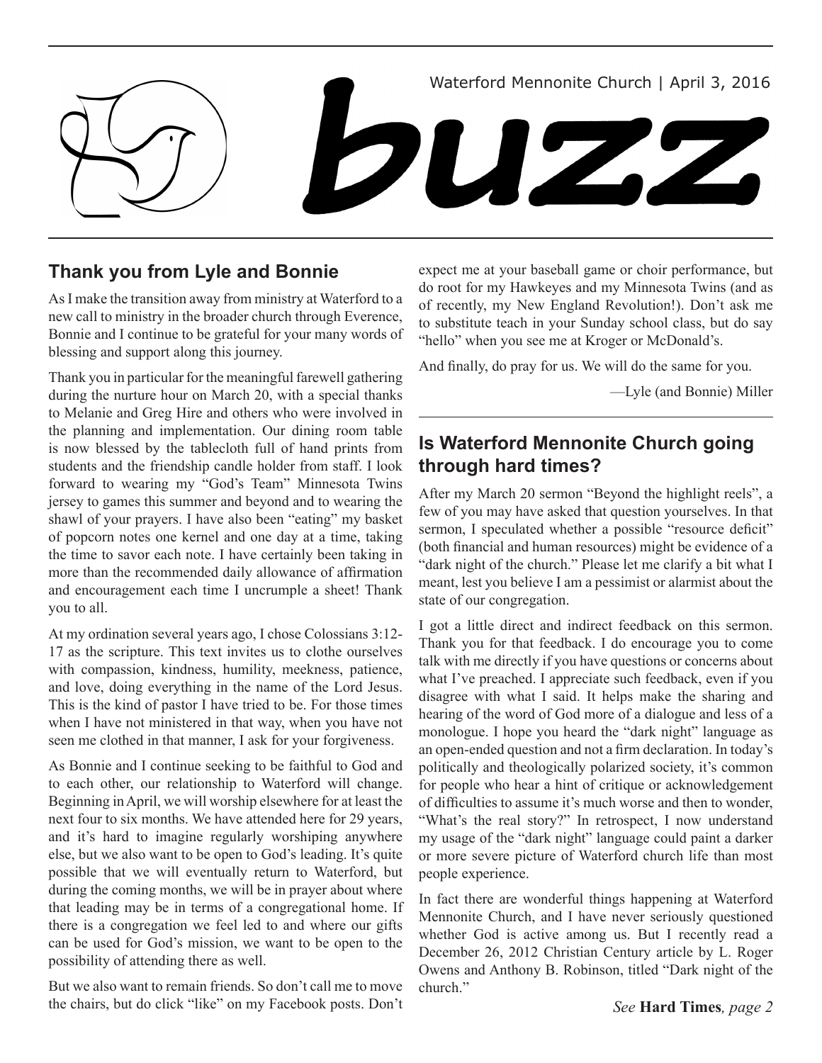Waterford Mennonite Church | April 3, 2016

# buzz

## Thank you from Lyle and Bonnie

As I make the transition away from ministry at Waterford to a new call to ministry in the broader church through Everence, Bonnie and I continue to be grateful for your many words of blessing and support along this journey.

Thank you in particular for the meaningful farewell gathering during the nurture hour on March 20, with a special thanks to Melanie and Greg Hire and others who were involved in the planning and implementation. Our dining room table is now blessed by the tablecloth full of hand prints from students and the friendship candle holder from staff. I look forward to wearing my "God's Team" Minnesota Twins jersey to games this summer and beyond and to wearing the shawl of your prayers. I have also been "eating" my basket of popcorn notes one kernel and one day at a time, taking the time to savor each note. I have certainly been taking in more than the recommended daily allowance of affirmation and encouragement each time I uncrumple a sheet! Thank you to all.

At my ordination several years ago, I chose Colossians 3:12-17 as the scripture. This text invites us to clothe ourselves with compassion, kindness, humility, meekness, patience, and love, doing everything in the name of the Lord Jesus. This is the kind of pastor I have tried to be. For those times when I have not ministered in that way, when you have not seen me clothed in that manner, I ask for your forgiveness.

As Bonnie and I continue seeking to be faithful to God and to each other, our relationship to Waterford will change. Beginning in April, we will worship elsewhere for at least the next four to six months. We have attended here for 29 years, and it's hard to imagine regularly worshiping anywhere else, but we also want to be open to God's leading. It's quite possible that we will eventually return to Waterford, but during the coming months, we will be in prayer about where that leading may be in terms of a congregational home. If there is a congregation we feel led to and where our gifts can be used for God's mission, we want to be open to the possibility of attending there as well.

But we also want to remain friends. So don't call me to move the chairs, but do click "like" on my Facebook posts. Don't expect me at your baseball game or choir performance, but do root for my Hawkeyes and my Minnesota Twins (and as of recently, my New England Revolution!). Don't ask me to substitute teach in your Sunday school class, but do say "hello" when you see me at Kroger or McDonald's.

And finally, do pray for us. We will do the same for you.

—Lyle (and Bonnie) Miller

## Is Waterford Mennonite Church going through hard times?

After my March 20 sermon "Beyond the highlight reels", a few of you may have asked that question yourselves. In that sermon, I speculated whether a possible "resource deficit" (both financial and human resources) might be evidence of a "dark night of the church." Please let me clarify a bit what I meant, lest you believe I am a pessimist or alarmist about the state of our congregation.

I got a little direct and indirect feedback on this sermon. Thank you for that feedback. I do encourage you to come talk with me directly if you have questions or concerns about what I've preached. I appreciate such feedback, even if you disagree with what I said. It helps make the sharing and hearing of the word of God more of a dialogue and less of a monologue. I hope you heard the "dark night" language as an open-ended question and not a firm declaration. In today's politically and theologically polarized society, it's common for people who hear a hint of critique or acknowledgement of difficulties to assume it's much worse and then to wonder, "What's the real story?" In retrospect, I now understand my usage of the "dark night" language could paint a darker or more severe picture of Waterford church life than most people experience.

In fact there are wonderful things happening at Waterford Mennonite Church, and I have never seriously questioned whether God is active among us. But I recently read a December 26, 2012 Christian Century article by L. Roger Owens and Anthony B. Robinson, titled "Dark night of the church."

*See* **Hard Times***, page 2*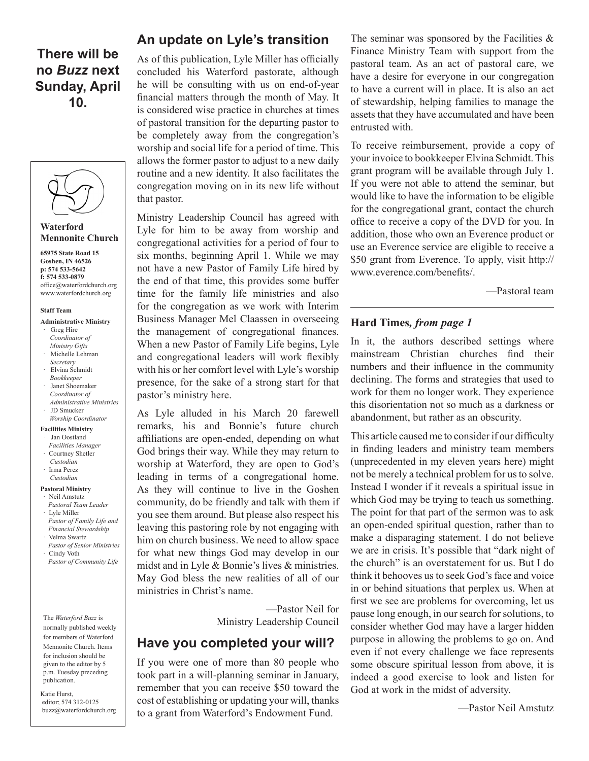**There will be no *Buzz* next Sunday, April 10.**

**Waterford Mennonite Church**

**65975 State Road 15**
**Goshen, IN 46526**
**p: 574 533-5642**
**f: 574 533-0879**
office@waterfordchurch.org
www.waterfordchurch.org

**Staff Team**

**Administrative Ministry**

- Greg Hire
  *Coordinator of Ministry Gifts*
- Michelle Lehman
  *Secretary*
- Elvina Schmidt
  *Bookkeeper*
- Janet Shoemaker
  *Coordinator of Administrative Ministries*
- JD Smucker
  *Worship Coordinator*

**Facilities Ministry**

- Jan Oostland
  *Facilities Manager*
- Courtney Shetler
  *Custodian*
- Irma Perez
  *Custodian*

**Pastoral Ministry**

- Neil Amstutz
  *Pastoral Team Leader*
- Lyle Miller
  *Pastor of Family Life and Financial Stewardship*
- Velma Swartz
  *Pastor of Senior Ministries*
- Cindy Voth
  *Pastor of Community Life*

The *Waterford Buzz* is normally published weekly for members of Waterford Mennonite Church. Items for inclusion should be given to the editor by 5 p.m. Tuesday preceding publication.

Katie Hurst, editor; 574 312-0125
buzz@waterfordchurch.org

## An update on Lyle's transition

As of this publication, Lyle Miller has officially concluded his Waterford pastorate, although he will be consulting with us on end-of-year financial matters through the month of May. It is considered wise practice in churches at times of pastoral transition for the departing pastor to be completely away from the congregation's worship and social life for a period of time. This allows the former pastor to adjust to a new daily routine and a new identity. It also facilitates the congregation moving on in its new life without that pastor.

Ministry Leadership Council has agreed with Lyle for him to be away from worship and congregational activities for a period of four to six months, beginning April 1. While we may not have a new Pastor of Family Life hired by the end of that time, this provides some buffer time for the family life ministries and also for the congregation as we work with Interim Business Manager Mel Claassen in overseeing the management of congregational finances. When a new Pastor of Family Life begins, Lyle and congregational leaders will work flexibly with his or her comfort level with Lyle's worship presence, for the sake of a strong start for that pastor's ministry here.

As Lyle alluded in his March 20 farewell remarks, his and Bonnie's future church affiliations are open-ended, depending on what God brings their way. While they may return to worship at Waterford, they are open to God's leading in terms of a congregational home. As they will continue to live in the Goshen community, do be friendly and talk with them if you see them around. But please also respect his leaving this pastoring role by not engaging with him on church business. We need to allow space for what new things God may develop in our midst and in Lyle & Bonnie's lives & ministries. May God bless the new realities of all of our ministries in Christ's name.

—Pastor Neil for Ministry Leadership Council

## Have you completed your will?

If you were one of more than 80 people who took part in a will-planning seminar in January, remember that you can receive $50 toward the cost of establishing or updating your will, thanks to a grant from Waterford's Endowment Fund.

The seminar was sponsored by the Facilities & Finance Ministry Team with support from the pastoral team. As an act of pastoral care, we have a desire for everyone in our congregation to have a current will in place. It is also an act of stewardship, helping families to manage the assets that they have accumulated and have been entrusted with.

To receive reimbursement, provide a copy of your invoice to bookkeeper Elvina Schmidt. This grant program will be available through July 1. If you were not able to attend the seminar, but would like to have the information to be eligible for the congregational grant, contact the church office to receive a copy of the DVD for you. In addition, those who own an Everence product or use an Everence service are eligible to receive a $50 grant from Everence. To apply, visit http://www.everence.com/benefits/.

—Pastoral team

### Hard Times, *from page 1*

In it, the authors described settings where mainstream Christian churches find their numbers and their influence in the community declining. The forms and strategies that used to work for them no longer work. They experience this disorientation not so much as a darkness or abandonment, but rather as an obscurity.

This article caused me to consider if our difficulty in finding leaders and ministry team members (unprecedented in my eleven years here) might not be merely a technical problem for us to solve. Instead I wonder if it reveals a spiritual issue in which God may be trying to teach us something. The point for that part of the sermon was to ask an open-ended spiritual question, rather than to make a disparaging statement. I do not believe we are in crisis. It's possible that "dark night of the church" is an overstatement for us. But I do think it behooves us to seek God's face and voice in or behind situations that perplex us. When at first we see are problems for overcoming, let us pause long enough, in our search for solutions, to consider whether God may have a larger hidden purpose in allowing the problems to go on. And even if not every challenge we face represents some obscure spiritual lesson from above, it is indeed a good exercise to look and listen for God at work in the midst of adversity.

—Pastor Neil Amstutz